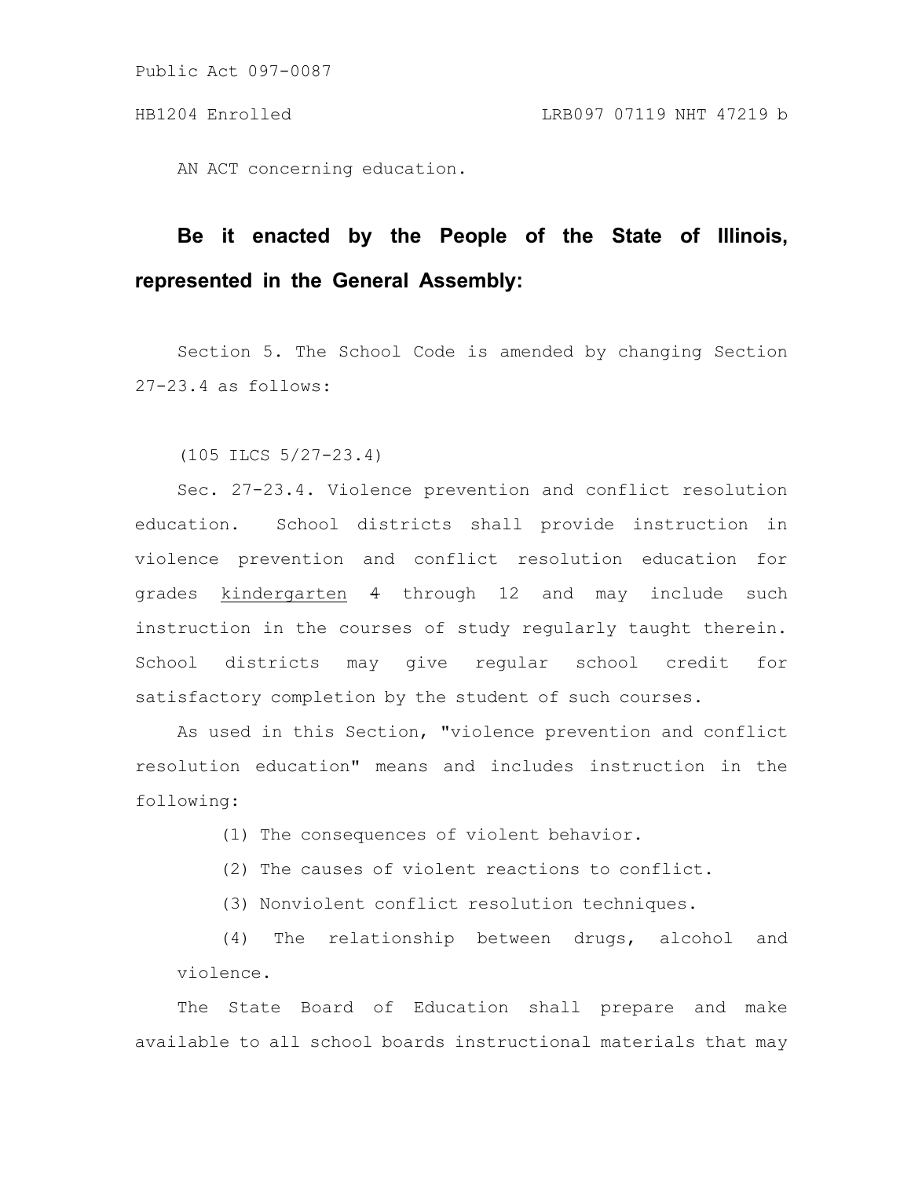Public Act 097-0087

HB1204 Enrolled LRB097 07119 NHT 47219 b

AN ACT concerning education.

**Be it enacted by the People of the State of Illinois, represented in the General Assembly:**

Section 5. The School Code is amended by changing Section 27-23.4 as follows:

(105 ILCS 5/27-23.4)

Sec. 27-23.4. Violence prevention and conflict resolution education. School districts shall provide instruction in violence prevention and conflict resolution education for grades <u>kindergarten</u> ~~4~~ through 12 and may include such instruction in the courses of study regularly taught therein. School districts may give regular school credit for satisfactory completion by the student of such courses.

As used in this Section, "violence prevention and conflict resolution education" means and includes instruction in the following:

(1) The consequences of violent behavior.

(2) The causes of violent reactions to conflict.

(3) Nonviolent conflict resolution techniques.

(4) The relationship between drugs, alcohol and violence.

The State Board of Education shall prepare and make available to all school boards instructional materials that may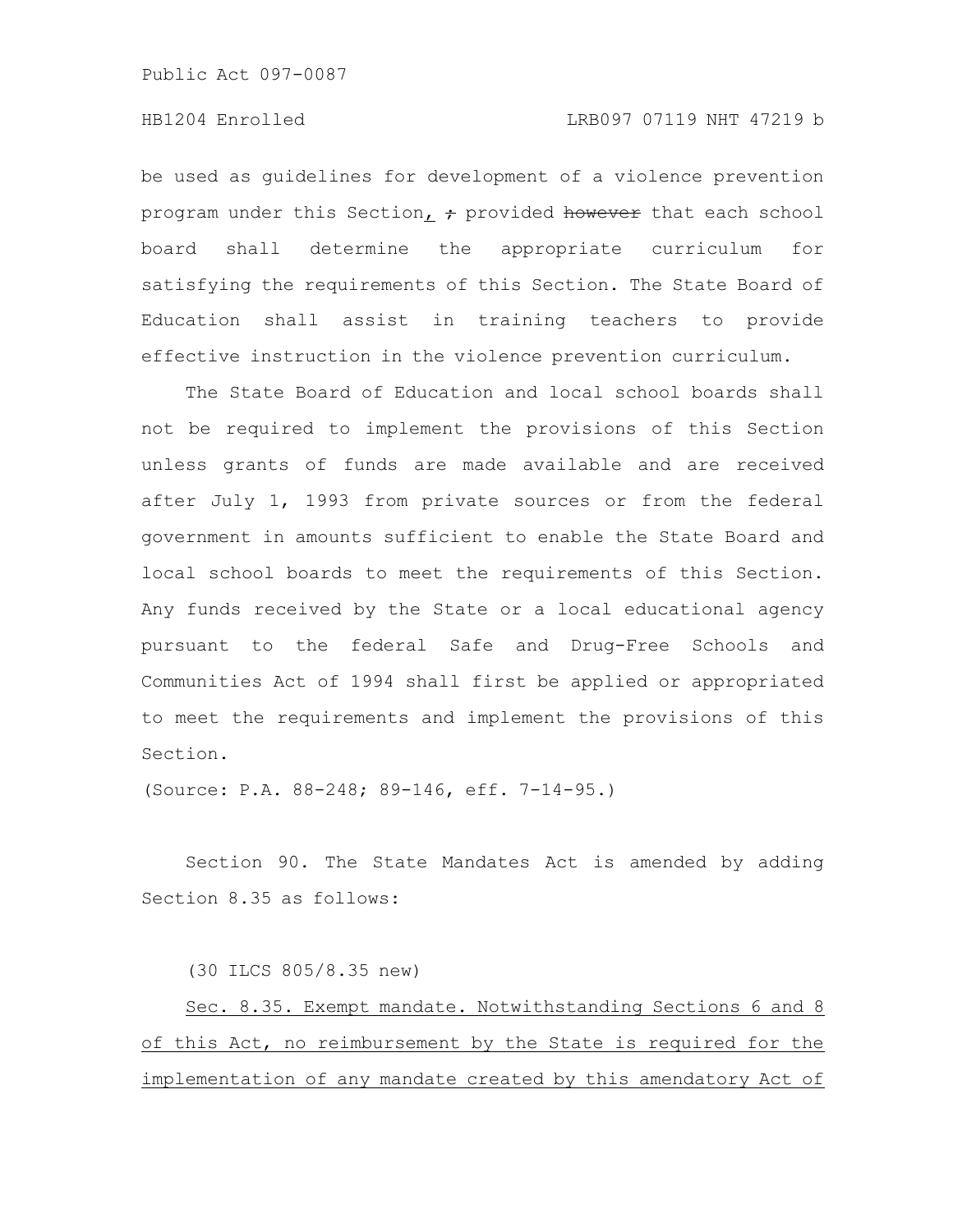be used as guidelines for development of a violence prevention program under this Section<u>,</u> ~~;~~ provided ~~however~~ that each school board shall determine the appropriate curriculum for satisfying the requirements of this Section. The State Board of Education shall assist in training teachers to provide effective instruction in the violence prevention curriculum.

The State Board of Education and local school boards shall not be required to implement the provisions of this Section unless grants of funds are made available and are received after July 1, 1993 from private sources or from the federal government in amounts sufficient to enable the State Board and local school boards to meet the requirements of this Section. Any funds received by the State or a local educational agency pursuant to the federal Safe and Drug-Free Schools and Communities Act of 1994 shall first be applied or appropriated to meet the requirements and implement the provisions of this Section.

(Source: P.A. 88-248; 89-146, eff. 7-14-95.)

Section 90. The State Mandates Act is amended by adding Section 8.35 as follows:

(30 ILCS 805/8.35 new)

<u>Sec. 8.35. Exempt mandate. Notwithstanding Sections 6 and 8 of this Act, no reimbursement by the State is required for the implementation of any mandate created by this amendatory Act of</u>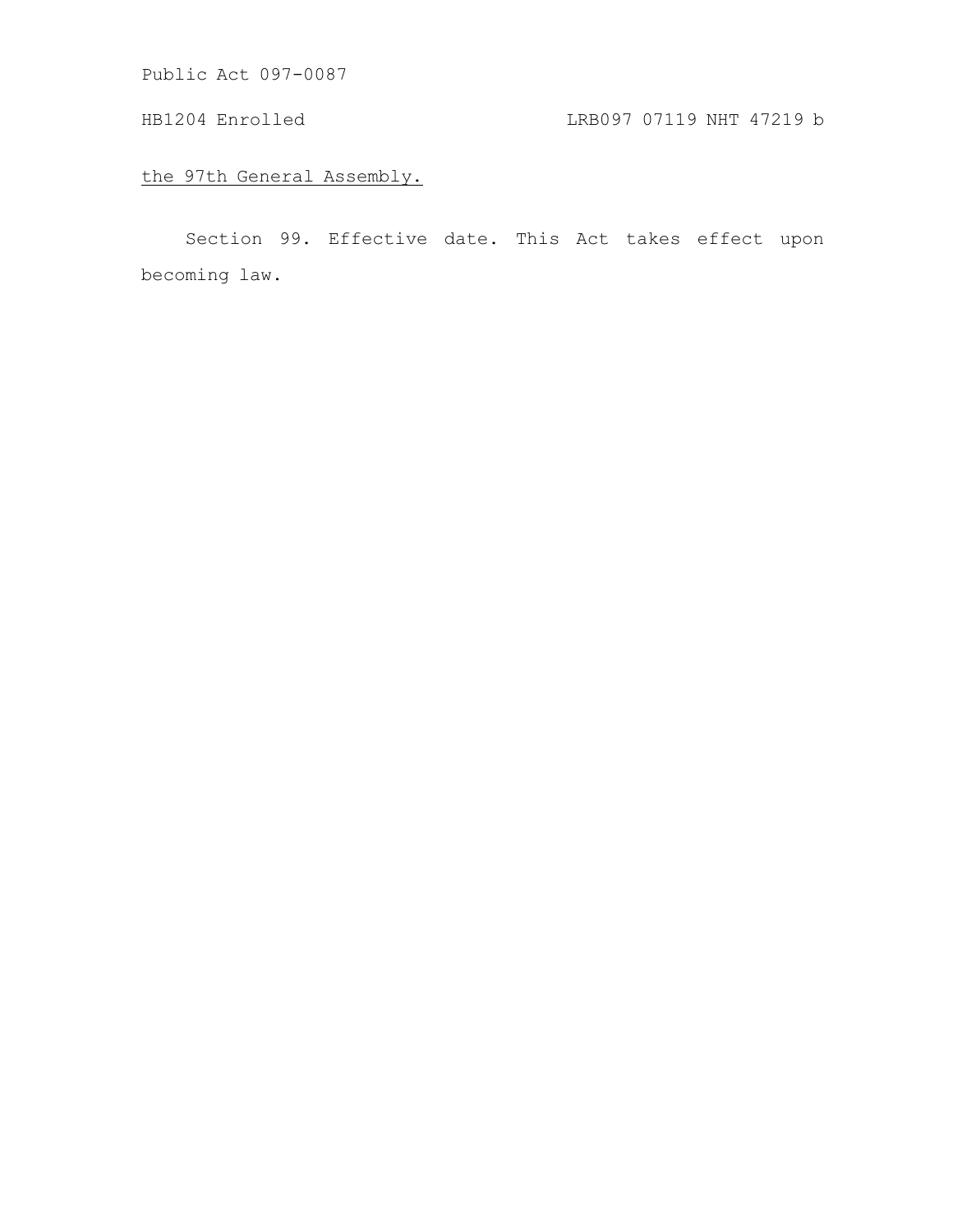the 97th General Assembly.

Section 99. Effective date. This Act takes effect upon becoming law.